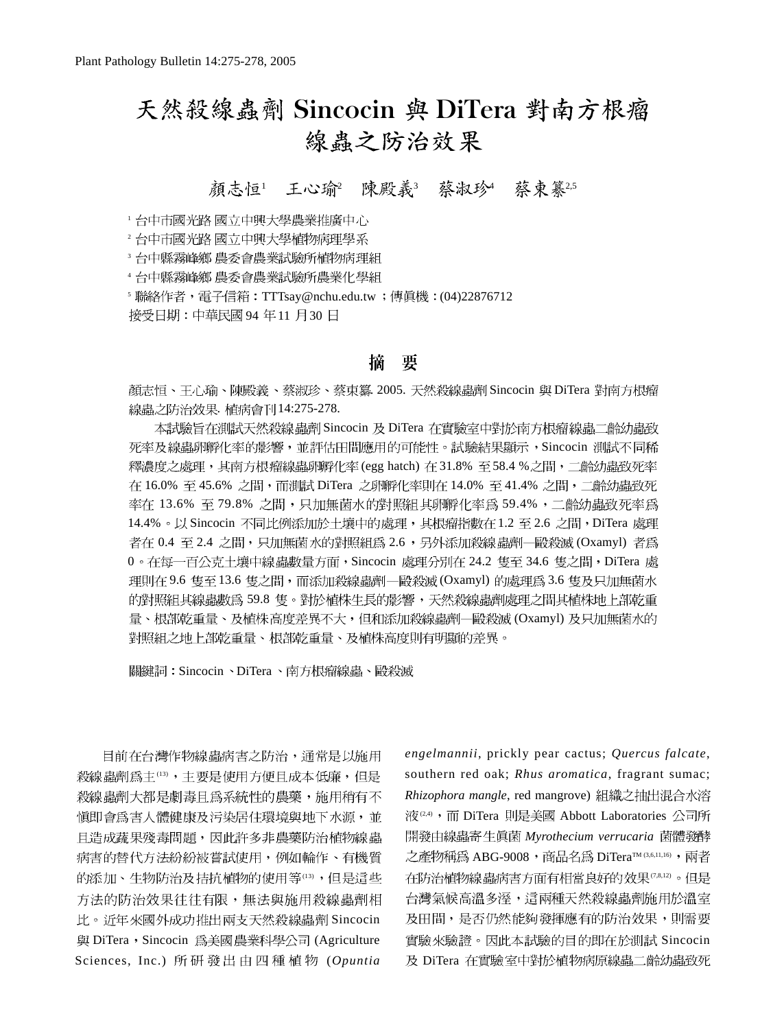# 天然殺線蟲劑 Sincocin 與 DiTera 對南方根瘤線蟲之防治效果

顏志恒[1]　王心瑜[2]　陳殿義[3]　蔡淑珍[4]　蔡東纂[2,5]

[1] 台中市國光路 國立中興大學農業推廣中心
[2] 台中市國光路 國立中興大學植物病理學系
[3] 台中縣霧峰鄉 農委會農業試驗所植物病理組
[4] 台中縣霧峰鄉 農委會農業試驗所農業化學組
[5] 聯絡作者，電子信箱：TTTsay@nchu.edu.tw ；傳真機：(04)22876712

接受日期：中華民國 94 年 11 月30 日

## 摘　要

顏志恒、王心瑜、陳殿義、蔡淑珍、蔡東纂 2005. 天然殺線蟲劑 Sincocin 與 DiTera 對南方根瘤線蟲之防治效果. 植病會刊 14:275-278.

本試驗旨在測試天然殺線蟲劑 Sincocin 及 DiTera 在實驗室中對於南方根瘤線蟲二齡幼蟲致死率及線蟲卵孵化率的影響，並評估田間應用的可能性。試驗結果顯示，Sincocin 測試不同稀釋濃度之處理，其南方根瘤線蟲卵孵化率 (egg hatch) 在 31.8% 至 58.4 %之間，二齡幼蟲致死率在 16.0% 至 45.6% 之間，而測試 DiTera 之卵孵化率則在 14.0% 至 41.4% 之間，二齡幼蟲致死率在 13.6% 至 79.8% 之間，只加無菌水的對照組其卵孵化率為 59.4%，二齡幼蟲致死率為 14.4%。以 Sincocin 不同比例添加於土壤中的處理，其根瘤指數在 1.2 至 2.6 之間，DiTera 處理者在 0.4 至 2.4 之間，只加無菌水的對照組為 2.6，另外添加殺線蟲劑－毆殺滅 (Oxamyl) 者為 0。在每一百公克土壤中線蟲數量方面，Sincocin 處理分別在 24.2 隻至 34.6 隻之間，DiTera 處理則在 9.6 隻至 13.6 隻之間，而添加殺線蟲劑－毆殺滅 (Oxamyl) 的處理為 3.6 隻及只加無菌水的對照組其線蟲數為 59.8 隻。對於植株生長的影響，天然殺線蟲劑處理之間其植株地上部乾重量、根部乾重量、及植株高度差異不大，但和添加殺線蟲劑－毆殺滅 (Oxamyl) 及只加無菌水的對照組之地上部乾重量、根部乾重量、及植株高度則有明顯的差異。

關鍵詞：Sincocin 、DiTera 、南方根瘤線蟲、毆殺滅

目前在台灣作物線蟲病害之防治，通常是以施用殺線蟲劑為主[13]，主要是使用方便且成本低廉，但是殺線蟲劑大都是劇毒且為系統性的農藥，施用稍有不慎即會為害人體健康及污染居住環境與地下水源，並且造成蔬果殘毒問題，因此許多非農藥防治植物線蟲病害的替代方法紛紛被嘗試使用，例如輪作、有機質的添加、生物防治及拮抗植物的使用等[13]，但是這些方法的防治效果往往有限，無法與施用殺線蟲劑相比。近年來國外成功推出兩支天然殺線蟲劑 Sincocin 與 DiTera，Sincocin 為美國農業科學公司 (Agriculture Sciences, Inc.) 所研發出由四種植物 (*Opuntia engelmannii*, prickly pear cactus; *Quercus falcate*, southern red oak; *Rhus aromatica*, fragrant sumac; *Rhizophora mangle*, red mangrove) 組織之抽出混合水溶液[2,4]，而 DiTera 則是美國 Abbott Laboratories 公司所開發由線蟲寄生真菌 *Myrothecium verrucaria* 菌體發酵之產物稱為 ABG-9008，商品名為 DiTera™ [3,6,11,16]，兩者在防治植物線蟲病害方面有相當良好的效果[7,8,12]。但是台灣氣候高溫多溼，這兩種天然殺線蟲劑施用於溫室及田間，是否仍然能夠發揮應有的防治效果，則需要實驗來驗證。因此本試驗的目的即在於測試 Sincocin 及 DiTera 在實驗室中對於植物病原線蟲二齡幼蟲致死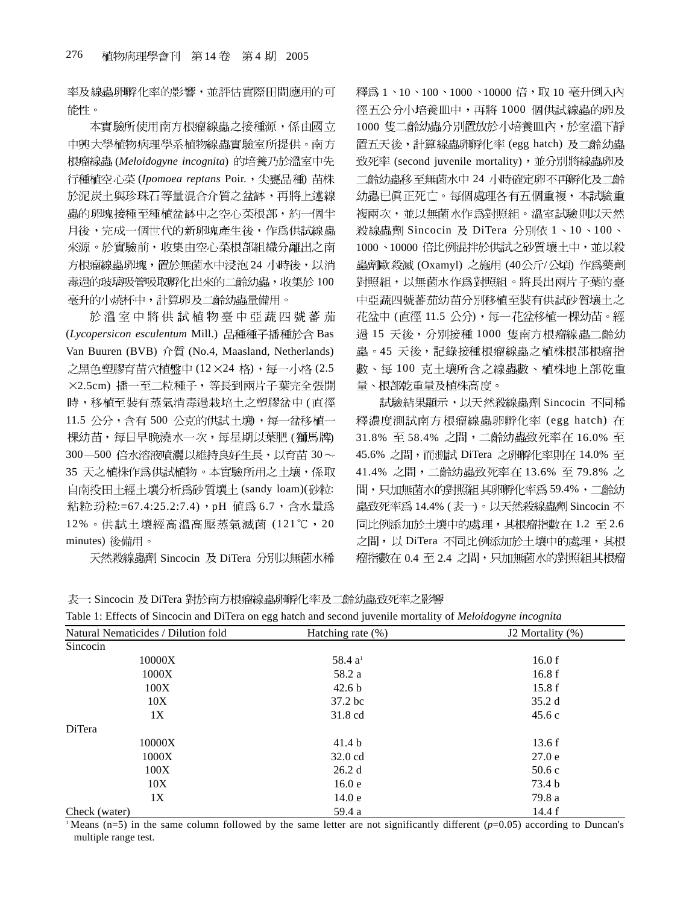率及線蟲卵孵化率的影響，並評估實際田間應用的可能性。

本實驗所使用南方根瘤線蟲之接種源，係由國立中興大學植物病理學系植物線蟲實驗室所提供。南方根瘤線蟲 (*Meloidogyne incognita*) 的培養乃於溫室中先行種植空心菜 (*Ipomoea reptans* Poir.，尖甕品種) 苗株於泥炭土與珍珠石等量混合介質之盆缽，再將上述線蟲的卵塊接種至種植盆缽中之空心菜根部，約一個半月後，完成一個世代的新卵塊產生後，作為供試線蟲來源。於實驗前，收集由空心菜根部組織分離出之南方根瘤線蟲卵塊，置於無菌水中浸泡 24 小時後，以消毒過的玻璃吸管吸取孵化出來的二齡幼蟲，收集於 100 毫升的小燒杯中，計算卵及二齡幼蟲量備用。

於溫室中將供試植物臺中亞蔬四號蕃茄 (*Lycopersicon esculentum* Mill.) 品種種子播種於含 Bas Van Buuren (BVB) 介質 (No.4, Maasland, Netherlands) 之黑色塑膠育苗穴植盤中 (12×24 格)，每一小格 (2.5×2.5cm) 播一至二粒種子，等長到兩片子葉完全張開時，移植至裝有蒸氣消毒過栽培土之塑膠盆中 (直徑 11.5 公分，含有 500 公克的供試土壤)，每一盆移植一棵幼苗，每日早晚澆水一次，每星期以葉肥 (獅馬牌) 300—500 倍水溶液噴灑以維持良好生長，以育苗 30～35 天之植株作為供試植物。本實驗所用之土壤，係取自南投田土經土壤分析為砂質壤土 (sandy loam)(砂粒:粘粒:坋粒:=67.4:25.2:7.4)，pH 值為 6.7，含水量為 12%。供試土壤經高溫高壓蒸氣滅菌 (121℃，20 minutes) 後備用。

天然殺線蟲劑 Sincocin 及 DiTera 分別以無菌水稀釋為 1、10、100、1000、10000 倍，取 10 毫升倒入內徑五公分小培養皿中，再將 1000 個供試線蟲的卵及 1000 隻二齡幼蟲分別置放於小培養皿內，於室溫下靜置五天後，計算線蟲卵孵化率 (egg hatch) 及二齡幼蟲致死率 (second juvenile mortality)，並分別將線蟲卵及二齡幼蟲移至無菌水中 24 小時確定卵不再孵化及二齡幼蟲已真正死亡。每個處理各有五個重複，本試驗重複兩次，並以無菌水作為對照組。溫室試驗則以天然殺線蟲劑 Sincocin 及 DiTera 分別依 1、10、100、1000、10000 倍比例混拌於供試之砂質壤土中，並以殺蟲劑歐殺滅 (Oxamyl) 之施用 (40公斤/公頃) 作為藥劑對照組，以無菌水作為對照組。將長出兩片子葉的臺中亞蔬四號蕃茄幼苗分別移植至裝有供試砂質壤土之花盆中 (直徑 11.5 公分)，每一花盆移植一棵幼苗。經過 15 天後，分別接種 1000 隻南方根瘤線蟲二齡幼蟲。45 天後，記錄接種根瘤線蟲之植株根部根瘤指數、每 100 克土壤所含之線蟲數、植株地上部乾重量、根部乾重量及植株高度。

試驗結果顯示，以天然殺線蟲劑 Sincocin 不同稀釋濃度測試南方根瘤線蟲卵孵化率 (egg hatch) 在 31.8% 至 58.4% 之間，二齡幼蟲致死率在 16.0% 至 45.6% 之間，而測試 DiTera 之卵孵化率則在 14.0% 至 41.4% 之間，二齡幼蟲致死率在 13.6% 至 79.8% 之間，只加無菌水的對照組其卵孵化率為 59.4%，二齡幼蟲致死率為 14.4% (表一)。以天然殺線蟲劑 Sincocin 不同比例添加於土壤中的處理，其根瘤指數在 1.2 至 2.6 之間，以 DiTera 不同比例添加於土壤中的處理，其根瘤指數在 0.4 至 2.4 之間，只加無菌水的對照組其根瘤

表一: Sincocin 及 DiTera 對於南方根瘤線蟲卵孵化率及二齡幼蟲致死率之影響

Table 1: Effects of Sincocin and DiTera on egg hatch and second juvenile mortality of *Meloidogyne incognita*

| Natural Nematicides / Dilution fold | Hatching rate (%) | J2 Mortality (%) |
|---|---|---|
| Sincocin | | |
| 10000X | 58.4 a[1] | 16.0 f |
| 1000X | 58.2 a | 16.8 f |
| 100X | 42.6 b | 15.8 f |
| 10X | 37.2 bc | 35.2 d |
| 1X | 31.8 cd | 45.6 c |
| DiTera | | |
| 10000X | 41.4 b | 13.6 f |
| 1000X | 32.0 cd | 27.0 e |
| 100X | 26.2 d | 50.6 c |
| 10X | 16.0 e | 73.4 b |
| 1X | 14.0 e | 79.8 a |
| Check (water) | 59.4 a | 14.4 f |

[1] Means (n=5) in the same column followed by the same letter are not significantly different ($p$=0.05) according to Duncan's multiple range test.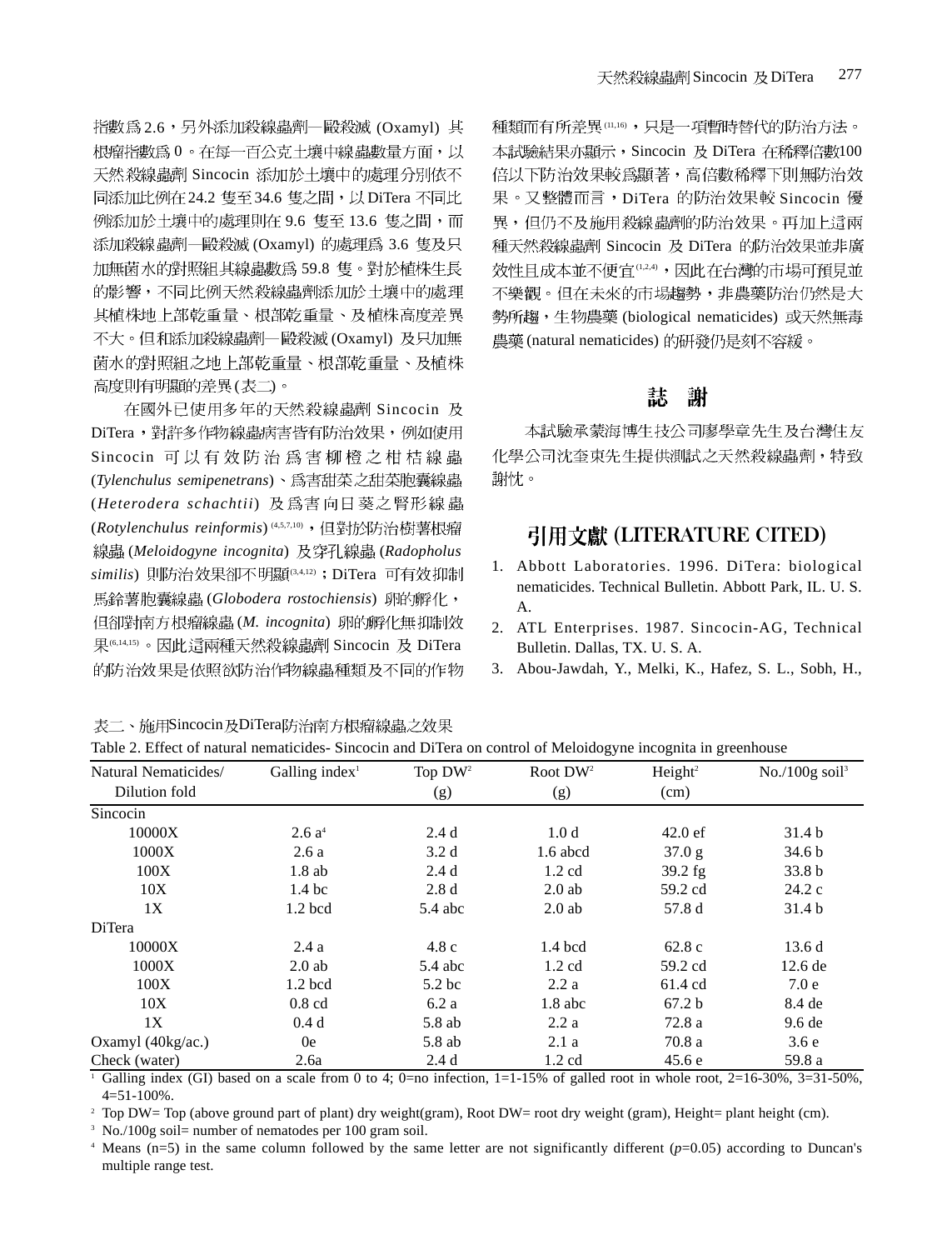指數為 2.6，另外添加殺線蟲劑—毆殺滅 (Oxamyl) 其根瘤指數為 0。在每一百公克土壤中線蟲數量方面，以天然殺線蟲劑 Sincocin 添加於土壤中的處理分別依不同添加比例在 24.2 隻至 34.6 隻之間，以 DiTera 不同比例添加於土壤中的處理則在 9.6 隻至 13.6 隻之間，而添加殺線蟲劑—毆殺滅 (Oxamyl) 的處理為 3.6 隻及只加無菌水的對照組其線蟲數為 59.8 隻。對於植株生長的影響，不同比例天然殺線蟲劑添加於土壤中的處理其植株地上部乾重量、根部乾重量、及植株高度差異不大。但和添加殺線蟲劑—毆殺滅 (Oxamyl) 及只加無菌水的對照組之地上部乾重量、根部乾重量、及植株高度則有明顯的差異 (表二)。

在國外已使用多年的天然殺線蟲劑 Sincocin 及 DiTera，對許多作物線蟲病害皆有防治效果，例如使用 Sincocin 可以有效防治為害柳橙之柑桔線蟲 (*Tylenchulus semipenetrans*)、為害甜菜之甜菜胞囊線蟲 (*Heterodera schachtii*) 及為害向日葵之腎形線蟲 (*Rotylenchulus reinformis*) [4,5,7,10]，但對於防治樹薯根瘤線蟲 (*Meloidogyne incognita*) 及穿孔線蟲 (*Radopholus similis*) 則防治效果卻不明顯[3,4,12]；DiTera 可有效抑制馬鈴薯胞囊線蟲 (*Globodera rostochiensis*) 卵的孵化，但卻對南方根瘤線蟲 (*M. incognita*) 卵的孵化無抑制效果[6,14,15]。因此這兩種天然殺線蟲劑 Sincocin 及 DiTera 的防治效果是依照欲防治作物線蟲種類及不同的作物種類而有所差異[11,16]，只是一項暫時替代的防治方法。本試驗結果亦顯示，Sincocin 及 DiTera 在稀釋倍數100倍以下防治效果較為顯著，高倍數稀釋下則無防治效果。又整體而言，DiTera 的防治效果較 Sincocin 優異，但仍不及施用殺線蟲劑的防治效果。再加上這兩種天然殺線蟲劑 Sincocin 及 DiTera 的防治效果並非廣效性且成本並不便宜[1,2,4]，因此在台灣的市場可預見並不樂觀。但在未來的市場趨勢，非農藥防治仍然是大勢所趨，生物農藥 (biological nematicides) 或天然無毒農藥 (natural nematicides) 的研發仍是刻不容緩。

## 誌　謝

本試驗承蒙海博生技公司廖學章先生及台灣住友化學公司沈奎東先生提供測試之天然殺線蟲劑，特致謝忱。

## 引用文獻 (LITERATURE CITED)

1. Abbott Laboratories. 1996. DiTera: biological nematicides. Technical Bulletin. Abbott Park, IL. U. S. A.
2. ATL Enterprises. 1987. Sincocin-AG, Technical Bulletin. Dallas, TX. U. S. A.
3. Abou-Jawdah, Y., Melki, K., Hafez, S. L., Sobh, H.,

表二、施用Sincocin及DiTera防治南方根瘤線蟲之效果

Table 2. Effect of natural nematicides- Sincocin and DiTera on control of Meloidogyne incognita in greenhouse

| Natural Nematicides/ Dilution fold | Galling index[1] | Top DW[2] (g) | Root DW[2] (g) | Height[2] (cm) | No./100g soil[3] |
|---|---|---|---|---|---|
| Sincocin | | | | | |
| 10000X | 2.6 a[4] | 2.4 d | 1.0 d | 42.0 ef | 31.4 b |
| 1000X | 2.6 a | 3.2 d | 1.6 abcd | 37.0 g | 34.6 b |
| 100X | 1.8 ab | 2.4 d | 1.2 cd | 39.2 fg | 33.8 b |
| 10X | 1.4 bc | 2.8 d | 2.0 ab | 59.2 cd | 24.2 c |
| 1X | 1.2 bcd | 5.4 abc | 2.0 ab | 57.8 d | 31.4 b |
| DiTera | | | | | |
| 10000X | 2.4 a | 4.8 c | 1.4 bcd | 62.8 c | 13.6 d |
| 1000X | 2.0 ab | 5.4 abc | 1.2 cd | 59.2 cd | 12.6 de |
| 100X | 1.2 bcd | 5.2 bc | 2.2 a | 61.4 cd | 7.0 e |
| 10X | 0.8 cd | 6.2 a | 1.8 abc | 67.2 b | 8.4 de |
| 1X | 0.4 d | 5.8 ab | 2.2 a | 72.8 a | 9.6 de |
| Oxamyl (40kg/ac.) | 0e | 5.8 ab | 2.1 a | 70.8 a | 3.6 e |
| Check (water) | 2.6a | 2.4 d | 1.2 cd | 45.6 e | 59.8 a |

[1] Galling index (GI) based on a scale from 0 to 4; 0=no infection, 1=1-15% of galled root in whole root, 2=16-30%, 3=31-50%, 4=51-100%.

[2] Top DW= Top (above ground part of plant) dry weight(gram), Root DW= root dry weight (gram), Height= plant height (cm).

[3] No./100g soil= number of nematodes per 100 gram soil.

[4] Means (n=5) in the same column followed by the same letter are not significantly different ($p$=0.05) according to Duncan's multiple range test.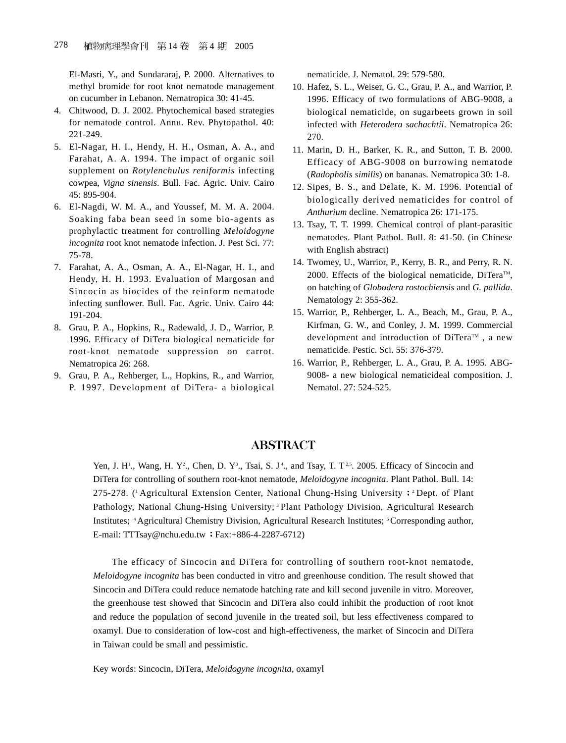El-Masri, Y., and Sundararaj, P. 2000. Alternatives to methyl bromide for root knot nematode management on cucumber in Lebanon. Nematropica 30: 41-45.

4. Chitwood, D. J. 2002. Phytochemical based strategies for nematode control. Annu. Rev. Phytopathol. 40: 221-249.
5. El-Nagar, H. I., Hendy, H. H., Osman, A. A., and Farahat, A. A. 1994. The impact of organic soil supplement on *Rotylenchulus reniformis* infecting cowpea, *Vigna sinensis*. Bull. Fac. Agric. Univ. Cairo 45: 895-904.
6. El-Nagdi, W. M. A., and Youssef, M. M. A. 2004. Soaking faba bean seed in some bio-agents as prophylactic treatment for controlling *Meloidogyne incognita* root knot nematode infection. J. Pest Sci. 77: 75-78.
7. Farahat, A. A., Osman, A. A., El-Nagar, H. I., and Hendy, H. H. 1993. Evaluation of Margosan and Sincocin as biocides of the reinform nematode infecting sunflower. Bull. Fac. Agric. Univ. Cairo 44: 191-204.
8. Grau, P. A., Hopkins, R., Radewald, J. D., Warrior, P. 1996. Efficacy of DiTera biological nematicide for root-knot nematode suppression on carrot. Nematropica 26: 268.
9. Grau, P. A., Rehberger, L., Hopkins, R., and Warrior, P. 1997. Development of DiTera- a biological nematicide. J. Nematol. 29: 579-580.
10. Hafez, S. L., Weiser, G. C., Grau, P. A., and Warrior, P. 1996. Efficacy of two formulations of ABG-9008, a biological nematicide, on sugarbeets grown in soil infected with *Heterodera sachachtii*. Nematropica 26: 270.
11. Marin, D. H., Barker, K. R., and Sutton, T. B. 2000. Efficacy of ABG-9008 on burrowing nematode (*Radopholis similis*) on bananas. Nematropica 30: 1-8.
12. Sipes, B. S., and Delate, K. M. 1996. Potential of biologically derived nematicides for control of *Anthurium* decline. Nematropica 26: 171-175.
13. Tsay, T. T. 1999. Chemical control of plant-parasitic nematodes. Plant Pathol. Bull. 8: 41-50. (in Chinese with English abstract)
14. Twomey, U., Warrior, P., Kerry, B. R., and Perry, R. N. 2000. Effects of the biological nematicide, DiTera™, on hatching of *Globodera rostochiensis* and *G. pallida*. Nematology 2: 355-362.
15. Warrior, P., Rehberger, L. A., Beach, M., Grau, P. A., Kirfman, G. W., and Conley, J. M. 1999. Commercial development and introduction of DiTera™ , a new nematicide. Pestic. Sci. 55: 376-379.
16. Warrior, P., Rehberger, L. A., Grau, P. A. 1995. ABG-9008- a new biological nematicideal composition. J. Nematol. 27: 524-525.

## ABSTRACT

Yen, J. H[1]., Wang, H. Y[2]., Chen, D. Y[3]., Tsai, S. J[4]., and Tsay, T. T[2,5]. 2005. Efficacy of Sincocin and DiTera for controlling of southern root-knot nematode, *Meloidogyne incognita*. Plant Pathol. Bull. 14: 275-278. ([1] Agricultural Extension Center, National Chung-Hsing University；[2] Dept. of Plant Pathology, National Chung-Hsing University; [3] Plant Pathology Division, Agricultural Research Institutes; [4] Agricultural Chemistry Division, Agricultural Research Institutes; [5] Corresponding author, E-mail: TTTsay@nchu.edu.tw；Fax:+886-4-2287-6712)

The efficacy of Sincocin and DiTera for controlling of southern root-knot nematode, *Meloidogyne incognita* has been conducted in vitro and greenhouse condition. The result showed that Sincocin and DiTera could reduce nematode hatching rate and kill second juvenile in vitro. Moreover, the greenhouse test showed that Sincocin and DiTera also could inhibit the production of root knot and reduce the population of second juvenile in the treated soil, but less effectiveness compared to oxamyl. Due to consideration of low-cost and high-effectiveness, the market of Sincocin and DiTera in Taiwan could be small and pessimistic.

Key words: Sincocin, DiTera, *Meloidogyne incognita*, oxamyl